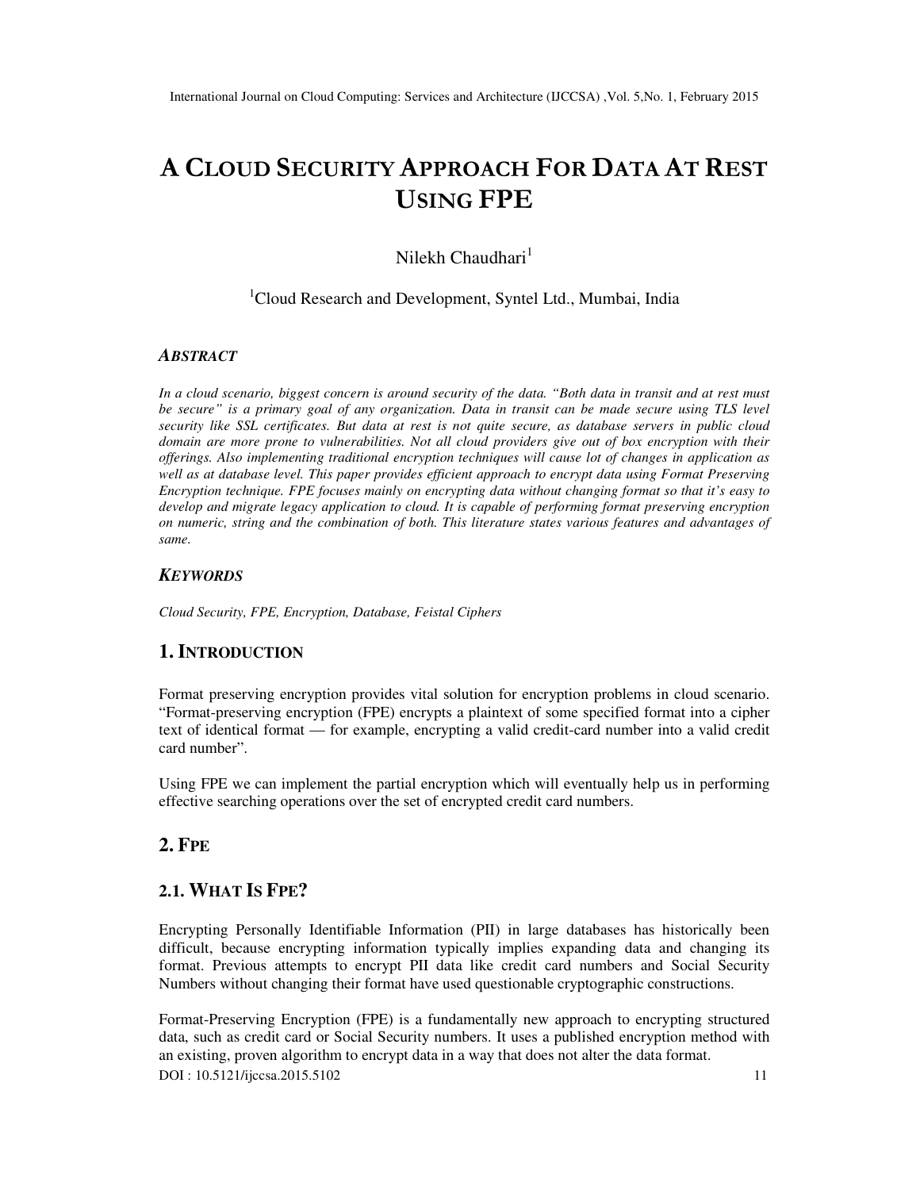# A CLOUD SECURITY APPROACH FOR DATA AT REST USING FPE

Nilekh Chaudhari[1]

[1]Cloud Research and Development, Syntel Ltd., Mumbai, India

### *ABSTRACT*

*In a cloud scenario, biggest concern is around security of the data. "Both data in transit and at rest must be secure" is a primary goal of any organization. Data in transit can be made secure using TLS level security like SSL certificates. But data at rest is not quite secure, as database servers in public cloud domain are more prone to vulnerabilities. Not all cloud providers give out of box encryption with their offerings. Also implementing traditional encryption techniques will cause lot of changes in application as well as at database level. This paper provides efficient approach to encrypt data using Format Preserving Encryption technique. FPE focuses mainly on encrypting data without changing format so that it's easy to develop and migrate legacy application to cloud. It is capable of performing format preserving encryption on numeric, string and the combination of both. This literature states various features and advantages of same.*

### *KEYWORDS*

*Cloud Security, FPE, Encryption, Database, Feistal Ciphers*

## 1. INTRODUCTION

Format preserving encryption provides vital solution for encryption problems in cloud scenario. "Format-preserving encryption (FPE) encrypts a plaintext of some specified format into a cipher text of identical format — for example, encrypting a valid credit-card number into a valid credit card number".

Using FPE we can implement the partial encryption which will eventually help us in performing effective searching operations over the set of encrypted credit card numbers.

## 2. FPE

### 2.1. WHAT IS FPE?

Encrypting Personally Identifiable Information (PII) in large databases has historically been difficult, because encrypting information typically implies expanding data and changing its format. Previous attempts to encrypt PII data like credit card numbers and Social Security Numbers without changing their format have used questionable cryptographic constructions.

Format-Preserving Encryption (FPE) is a fundamentally new approach to encrypting structured data, such as credit card or Social Security numbers. It uses a published encryption method with an existing, proven algorithm to encrypt data in a way that does not alter the data format.

DOI : 10.5121/ijccsa.2015.5102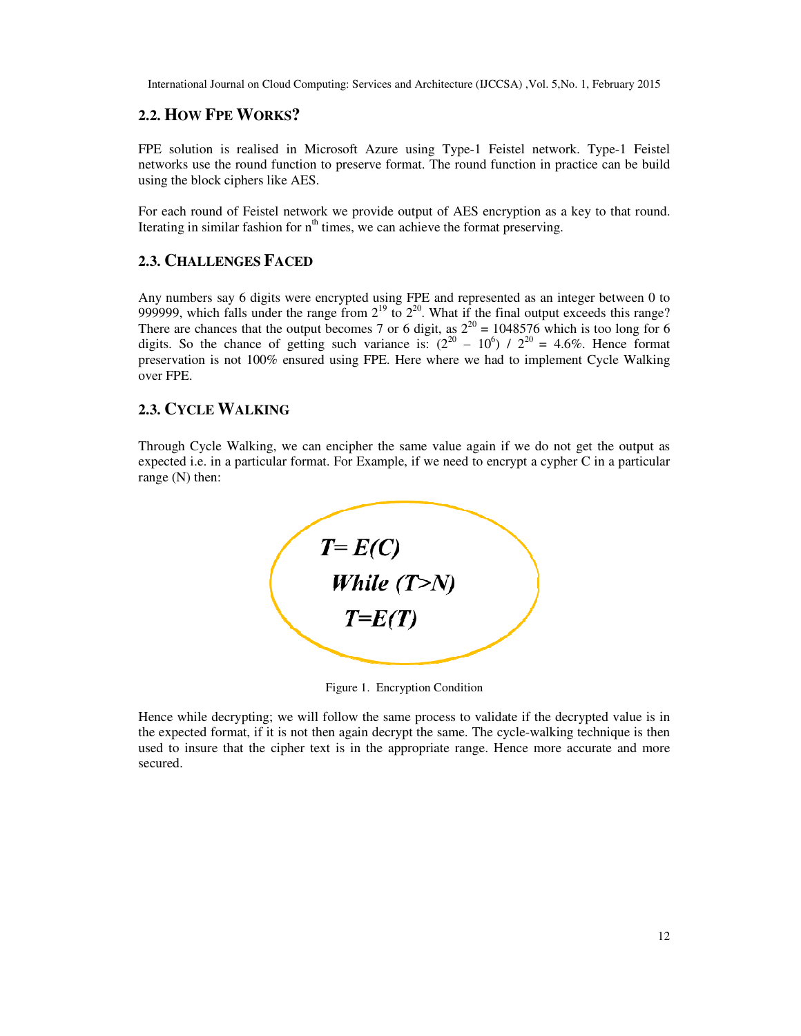## 2.2. HOW FPE WORKS?

FPE solution is realised in Microsoft Azure using Type-1 Feistel network. Type-1 Feistel networks use the round function to preserve format. The round function in practice can be build using the block ciphers like AES.

For each round of Feistel network we provide output of AES encryption as a key to that round. Iterating in similar fashion for $n^{th}$ times, we can achieve the format preserving.

## 2.3. CHALLENGES FACED

Any numbers say 6 digits were encrypted using FPE and represented as an integer between 0 to 999999, which falls under the range from $2^{19}$ to $2^{20}$. What if the final output exceeds this range? There are chances that the output becomes 7 or 6 digit, as $2^{20}$ = 1048576 which is too long for 6 digits. So the chance of getting such variance is: $(2^{20} - 10^{6}) / 2^{20}$ = 4.6%. Hence format preservation is not 100% ensured using FPE. Here where we had to implement Cycle Walking over FPE.

## 2.3. CYCLE WALKING

Through Cycle Walking, we can encipher the same value again if we do not get the output as expected i.e. in a particular format. For Example, if we need to encrypt a cypher C in a particular range (N) then:

***T= E(C)***
***While (T>N)***
***T=E(T)***

Figure 1. Encryption Condition

Hence while decrypting; we will follow the same process to validate if the decrypted value is in the expected format, if it is not then again decrypt the same. The cycle-walking technique is then used to insure that the cipher text is in the appropriate range. Hence more accurate and more secured.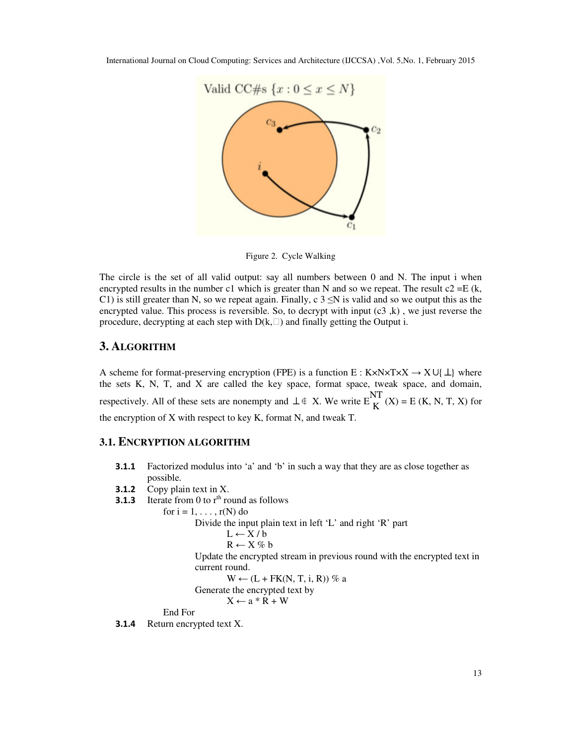Figure 2. Cycle Walking

The circle is the set of all valid output: say all numbers between 0 and N. The input i when encrypted results in the number c1 which is greater than N and so we repeat. The result c2 =E (k, C1) is still greater than N, so we repeat again. Finally, c 3 ≤N is valid and so we output this as the encrypted value. This process is reversible. So, to decrypt with input (c3 ,k) , we just reverse the procedure, decrypting at each step with D(k,□) and finally getting the Output i.

## 3. ALGORITHM

A scheme for format-preserving encryption (FPE) is a function $E : K \times N \times T \times X \rightarrow X \cup \{\perp\}$ where the sets K, N, T, and X are called the key space, format space, tweak space, and domain, respectively. All of these sets are nonempty and $\perp \notin X$. We write $E_K^{NT}(X) = E(K, N, T, X)$ for the encryption of X with respect to key K, format N, and tweak T.

### 3.1. ENCRYPTION ALGORITHM

**3.1.1** Factorized modulus into 'a' and 'b' in such a way that they are as close together as possible.

**3.1.2** Copy plain text in X.

**3.1.3** Iterate from 0 to r[th] round as follows

```
for i = 1, . . . , r(N) do
        Divide the input plain text in left 'L' and right 'R' part
                L ← X / b
                R ← X % b
        Update the encrypted stream in previous round with the encrypted text in
        current round.
                W ← (L + FK(N, T, i, R)) % a
        Generate the encrypted text by
                X ← a * R + W
End For
```

**3.1.4** Return encrypted text X.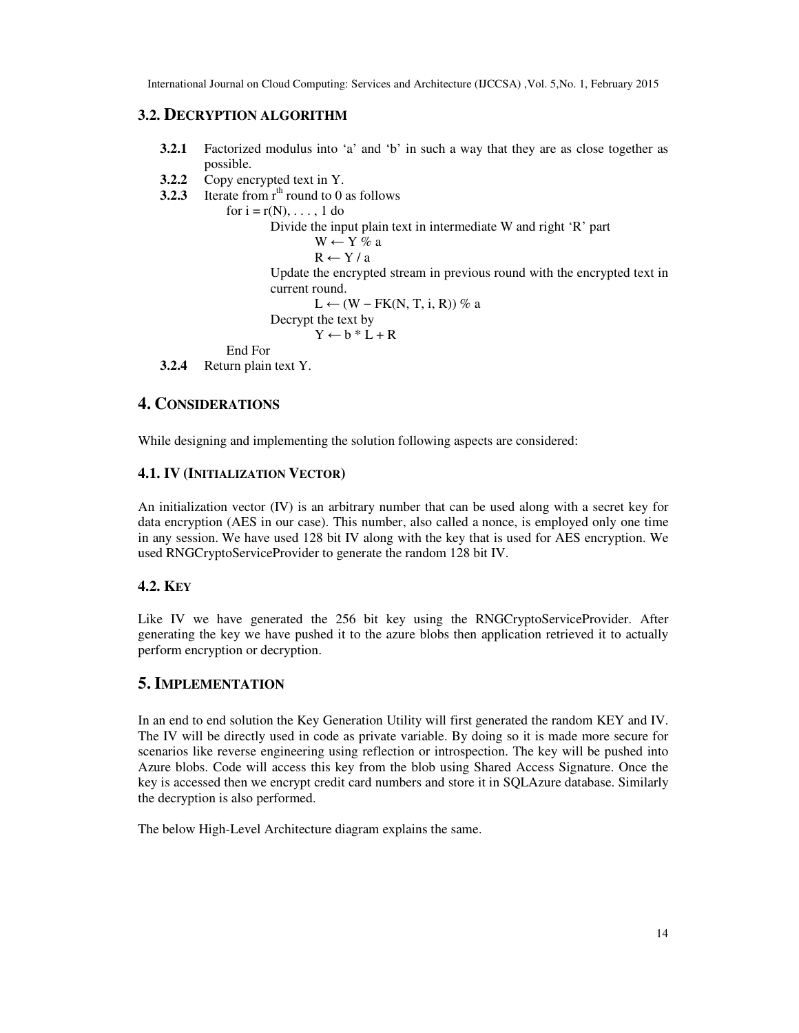### 3.2. DECRYPTION ALGORITHM

**3.2.1** Factorized modulus into 'a' and 'b' in such a way that they are as close together as possible.

**3.2.2** Copy encrypted text in Y.

**3.2.3** Iterate from $r^{th}$ round to 0 as follows

```
for i = r(N), . . . , 1 do
        Divide the input plain text in intermediate W and right 'R' part
                W ← Y % a
                R ← Y / a
        Update the encrypted stream in previous round with the encrypted text in current round.
                L ← (W – FK(N, T, i, R)) % a
        Decrypt the text by
                Y ← b * L + R
End For
```

**3.2.4** Return plain text Y.

## 4. CONSIDERATIONS

While designing and implementing the solution following aspects are considered:

### 4.1. IV (INITIALIZATION VECTOR)

An initialization vector (IV) is an arbitrary number that can be used along with a secret key for data encryption (AES in our case). This number, also called a nonce, is employed only one time in any session. We have used 128 bit IV along with the key that is used for AES encryption. We used RNGCryptoServiceProvider to generate the random 128 bit IV.

### 4.2. KEY

Like IV we have generated the 256 bit key using the RNGCryptoServiceProvider. After generating the key we have pushed it to the azure blobs then application retrieved it to actually perform encryption or decryption.

## 5. IMPLEMENTATION

In an end to end solution the Key Generation Utility will first generated the random KEY and IV. The IV will be directly used in code as private variable. By doing so it is made more secure for scenarios like reverse engineering using reflection or introspection. The key will be pushed into Azure blobs. Code will access this key from the blob using Shared Access Signature. Once the key is accessed then we encrypt credit card numbers and store it in SQLAzure database. Similarly the decryption is also performed.

The below High-Level Architecture diagram explains the same.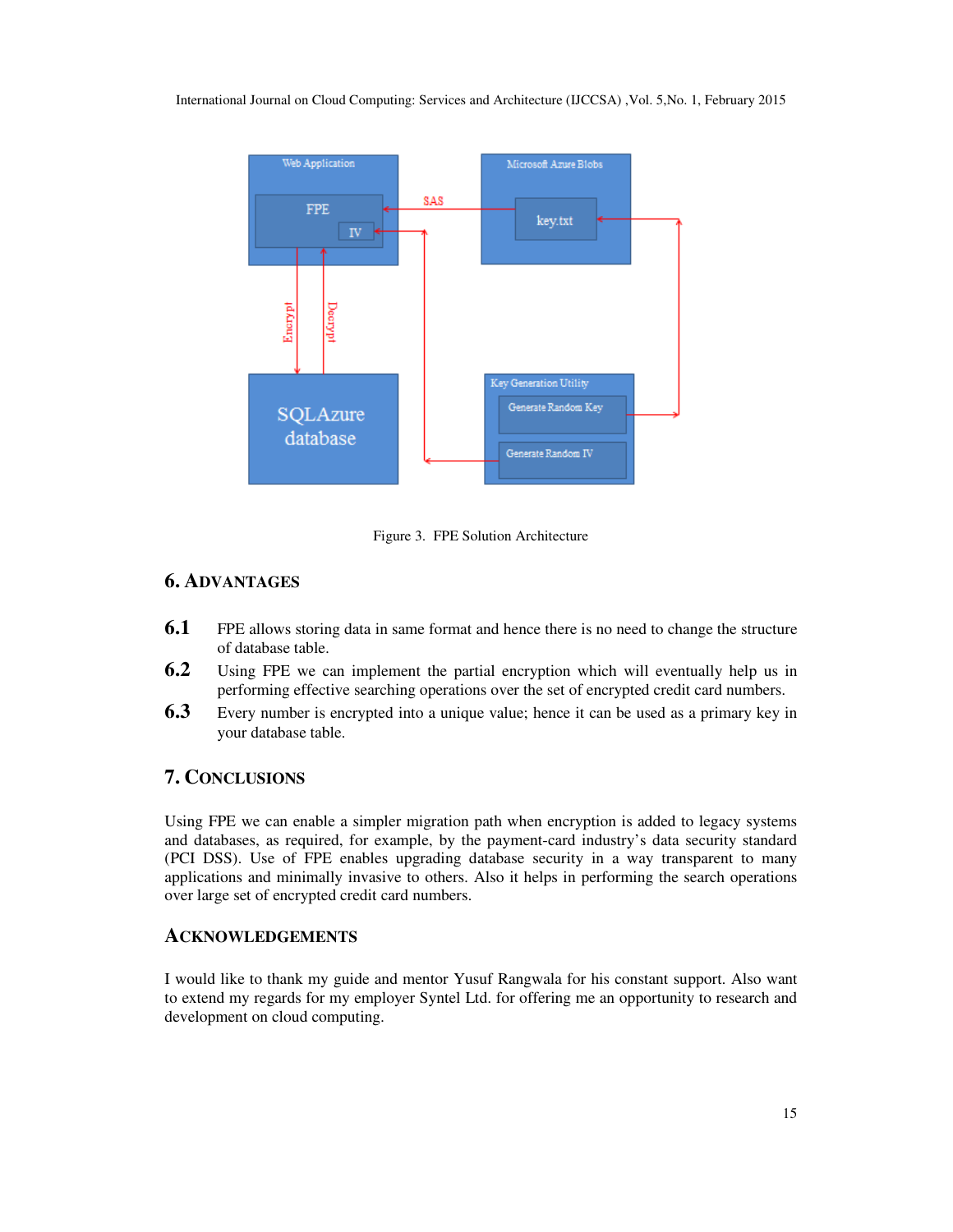Figure 3. FPE Solution Architecture

## 6. ADVANTAGES

**6.1** FPE allows storing data in same format and hence there is no need to change the structure of database table.

**6.2** Using FPE we can implement the partial encryption which will eventually help us in performing effective searching operations over the set of encrypted credit card numbers.

**6.3** Every number is encrypted into a unique value; hence it can be used as a primary key in your database table.

## 7. CONCLUSIONS

Using FPE we can enable a simpler migration path when encryption is added to legacy systems and databases, as required, for example, by the payment-card industry's data security standard (PCI DSS). Use of FPE enables upgrading database security in a way transparent to many applications and minimally invasive to others. Also it helps in performing the search operations over large set of encrypted credit card numbers.

## ACKNOWLEDGEMENTS

I would like to thank my guide and mentor Yusuf Rangwala for his constant support. Also want to extend my regards for my employer Syntel Ltd. for offering me an opportunity to research and development on cloud computing.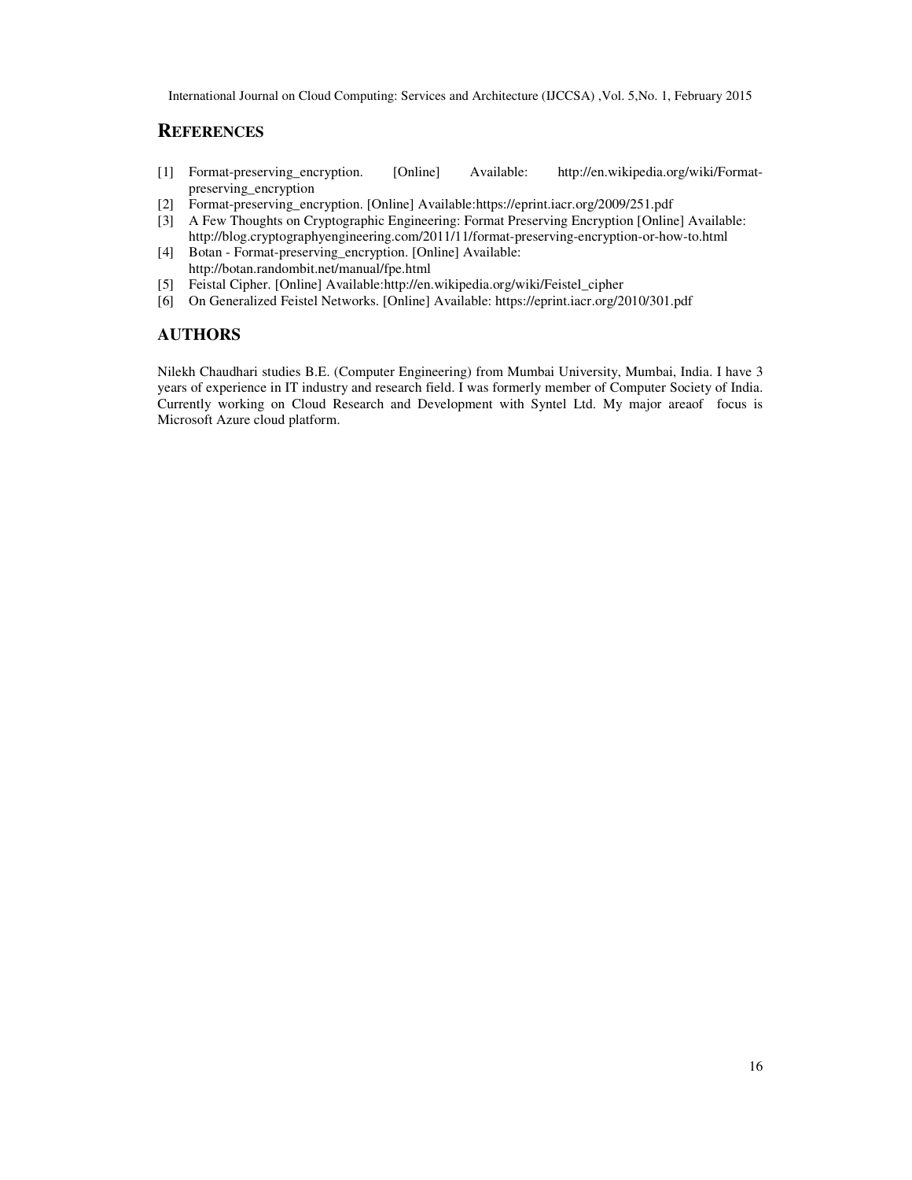## REFERENCES

[1] Format-preserving_encryption. [Online] Available: http://en.wikipedia.org/wiki/Format-preserving_encryption
[2] Format-preserving_encryption. [Online] Available:https://eprint.iacr.org/2009/251.pdf
[3] A Few Thoughts on Cryptographic Engineering: Format Preserving Encryption [Online] Available: http://blog.cryptographyengineering.com/2011/11/format-preserving-encryption-or-how-to.html
[4] Botan - Format-preserving_encryption. [Online] Available: http://botan.randombit.net/manual/fpe.html
[5] Feistal Cipher. [Online] Available:http://en.wikipedia.org/wiki/Feistel_cipher
[6] On Generalized Feistel Networks. [Online] Available: https://eprint.iacr.org/2010/301.pdf

## AUTHORS

Nilekh Chaudhari studies B.E. (Computer Engineering) from Mumbai University, Mumbai, India. I have 3 years of experience in IT industry and research field. I was formerly member of Computer Society of India. Currently working on Cloud Research and Development with Syntel Ltd. My major areaof focus is Microsoft Azure cloud platform.